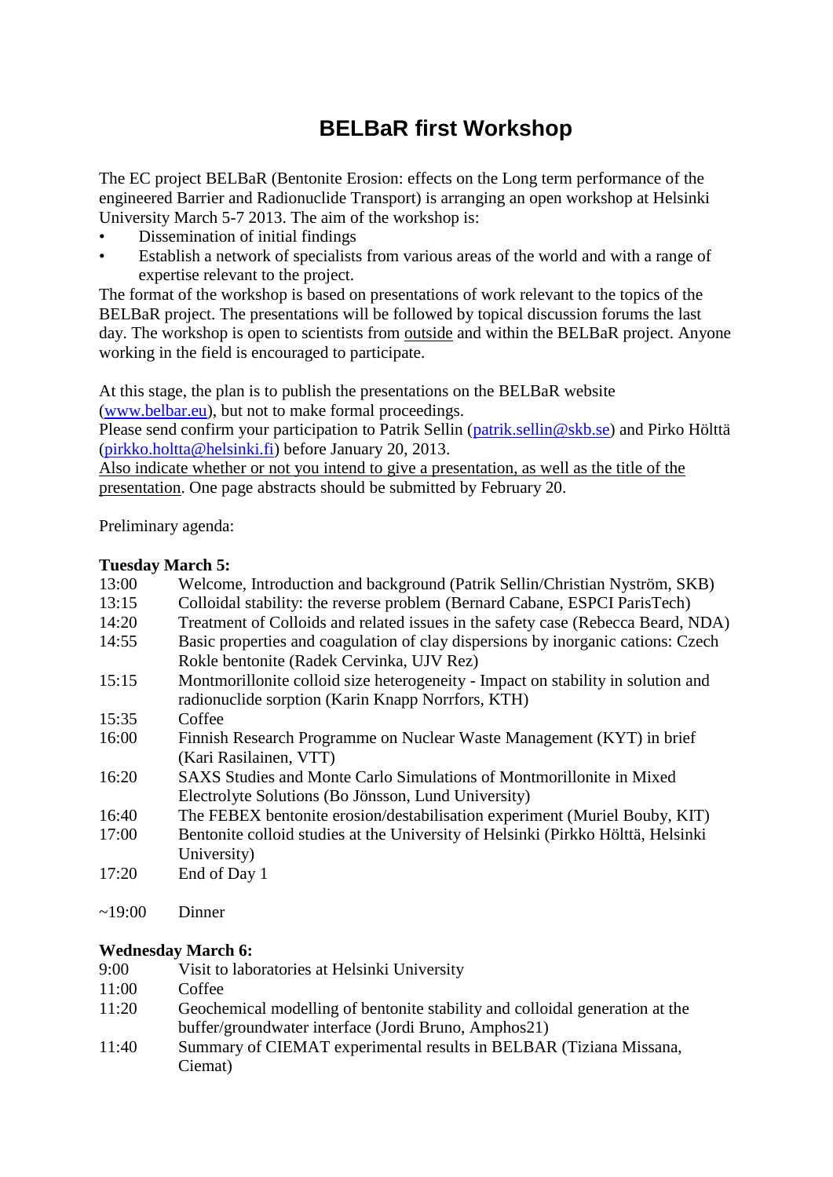# BELBaR first Workshop

The EC project BELBaR (Bentonite Erosion: effects on the Long term performance of the engineered Barrier and Radionuclide Transport) is arranging an open workshop at Helsinki University March 5-7 2013. The aim of the workshop is:

- Dissemination of initial findings
- Establish a network of specialists from various areas of the world and with a range of expertise relevant to the project.

The format of the workshop is based on presentations of work relevant to the topics of the BELBaR project. The presentations will be followed by topical discussion forums the last day. The workshop is open to scientists from <u>outside</u> and within the BELBaR project. Anyone working in the field is encouraged to participate.

At this stage, the plan is to publish the presentations on the BELBaR website ([www.belbar.eu](http://www.belbar.eu)), but not to make formal proceedings.
Please send confirm your participation to Patrik Sellin ([patrik.sellin@skb.se](mailto:patrik.sellin@skb.se)) and Pirkko Hölttä ([pirkko.holtta@helsinki.fi](mailto:pirkko.holtta@helsinki.fi)) before January 20, 2013.
<u>Also indicate whether or not you intend to give a presentation, as well as the title of the presentation</u>. One page abstracts should be submitted by February 20.

Preliminary agenda:

**Tuesday March 5:**

| | |
|---|---|
| 13:00 | Welcome, Introduction and background (Patrik Sellin/Christian Nyström, SKB) |
| 13:15 | Colloidal stability: the reverse problem (Bernard Cabane, ESPCI ParisTech) |
| 14:20 | Treatment of Colloids and related issues in the safety case (Rebecca Beard, NDA) |
| 14:55 | Basic properties and coagulation of clay dispersions by inorganic cations: Czech Rokle bentonite (Radek Cervinka, UJV Rez) |
| 15:15 | Montmorillonite colloid size heterogeneity - Impact on stability in solution and radionuclide sorption (Karin Knapp Norrfors, KTH) |
| 15:35 | Coffee |
| 16:00 | Finnish Research Programme on Nuclear Waste Management (KYT) in brief (Kari Rasilainen, VTT) |
| 16:20 | SAXS Studies and Monte Carlo Simulations of Montmorillonite in Mixed Electrolyte Solutions (Bo Jönsson, Lund University) |
| 16:40 | The FEBEX bentonite erosion/destabilisation experiment (Muriel Bouby, KIT) |
| 17:00 | Bentonite colloid studies at the University of Helsinki (Pirkko Hölttä, Helsinki University) |
| 17:20 | End of Day 1 |
| ~19:00 | Dinner |

**Wednesday March 6:**

| | |
|---|---|
| 9:00 | Visit to laboratories at Helsinki University |
| 11:00 | Coffee |
| 11:20 | Geochemical modelling of bentonite stability and colloidal generation at the buffer/groundwater interface (Jordi Bruno, Amphos21) |
| 11:40 | Summary of CIEMAT experimental results in BELBAR (Tiziana Missana, Ciemat) |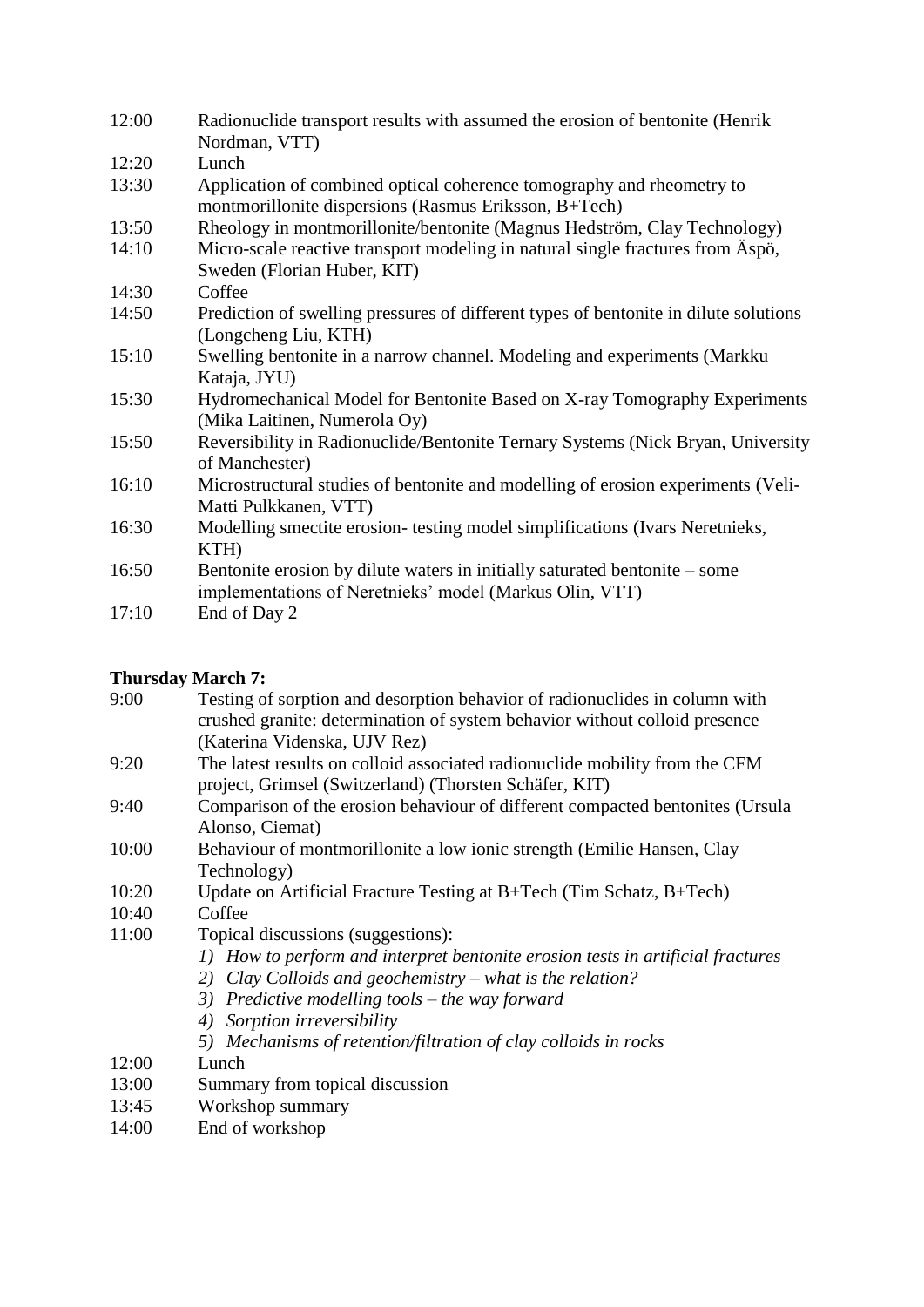12:00 Radionuclide transport results with assumed the erosion of bentonite (Henrik Nordman, VTT)

12:20 Lunch

13:30 Application of combined optical coherence tomography and rheometry to montmorillonite dispersions (Rasmus Eriksson, B+Tech)

13:50 Rheology in montmorillonite/bentonite (Magnus Hedström, Clay Technology)

14:10 Micro-scale reactive transport modeling in natural single fractures from Äspö, Sweden (Florian Huber, KIT)

14:30 Coffee

14:50 Prediction of swelling pressures of different types of bentonite in dilute solutions (Longcheng Liu, KTH)

15:10 Swelling bentonite in a narrow channel. Modeling and experiments (Markku Kataja, JYU)

15:30 Hydromechanical Model for Bentonite Based on X-ray Tomography Experiments (Mika Laitinen, Numerola Oy)

15:50 Reversibility in Radionuclide/Bentonite Ternary Systems (Nick Bryan, University of Manchester)

16:10 Microstructural studies of bentonite and modelling of erosion experiments (Veli-Matti Pulkkanen, VTT)

16:30 Modelling smectite erosion- testing model simplifications (Ivars Neretnieks, KTH)

16:50 Bentonite erosion by dilute waters in initially saturated bentonite – some implementations of Neretnieks' model (Markus Olin, VTT)

17:10 End of Day 2

**Thursday March 7:**

9:00 Testing of sorption and desorption behavior of radionuclides in column with crushed granite: determination of system behavior without colloid presence (Katerina Videnska, UJV Rez)

9:20 The latest results on colloid associated radionuclide mobility from the CFM project, Grimsel (Switzerland) (Thorsten Schäfer, KIT)

9:40 Comparison of the erosion behaviour of different compacted bentonites (Ursula Alonso, Ciemat)

10:00 Behaviour of montmorillonite a low ionic strength (Emilie Hansen, Clay Technology)

10:20 Update on Artificial Fracture Testing at B+Tech (Tim Schatz, B+Tech)

10:40 Coffee

11:00 Topical discussions (suggestions):

1) *How to perform and interpret bentonite erosion tests in artificial fractures*
2) *Clay Colloids and geochemistry – what is the relation?*
3) *Predictive modelling tools – the way forward*
4) *Sorption irreversibility*
5) *Mechanisms of retention/filtration of clay colloids in rocks*

12:00 Lunch

13:00 Summary from topical discussion

13:45 Workshop summary

14:00 End of workshop